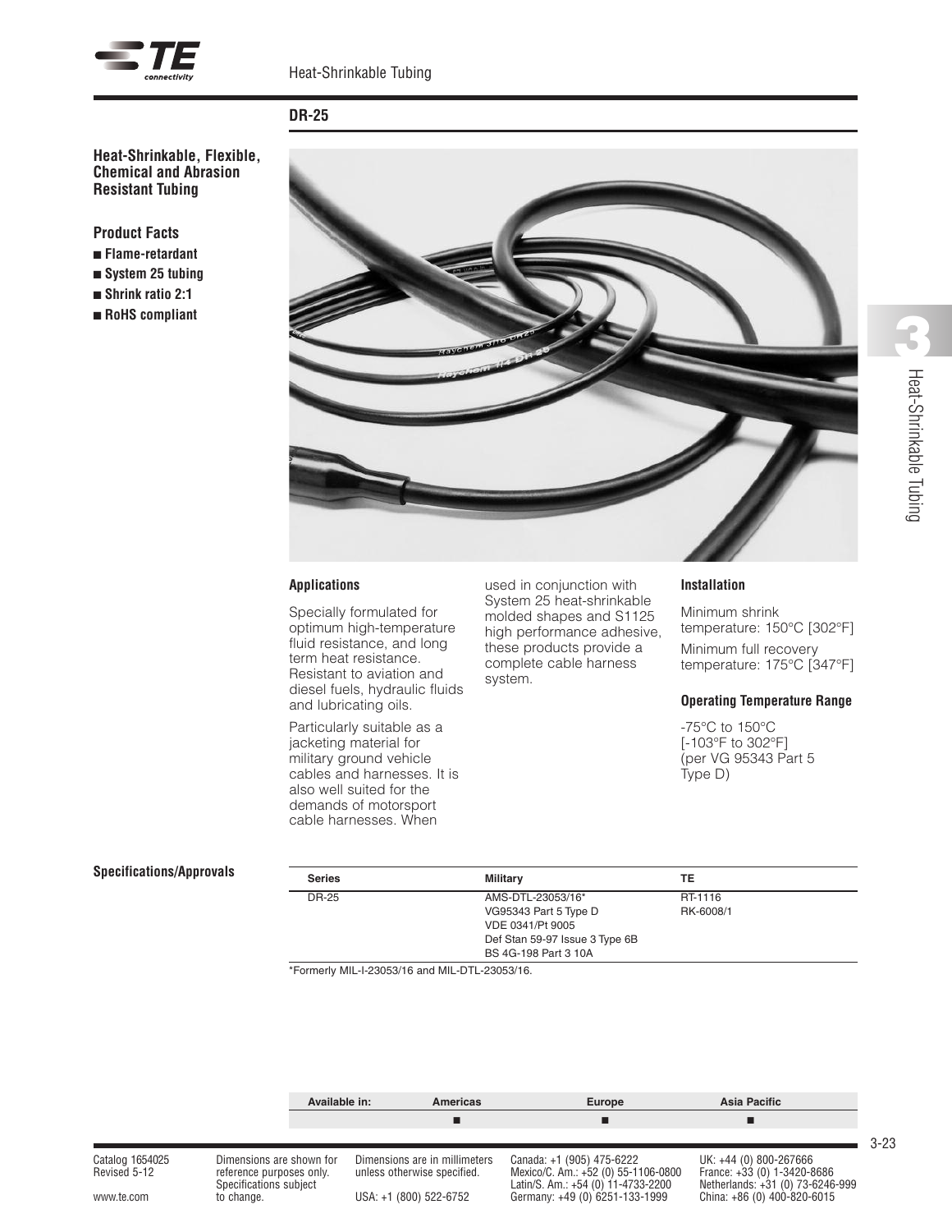# DR-25

## Heat-Shrinkable, Flexible, Chemical and Abrasion Resistant Tubing

### Product Facts

- Flame-retardant
- System 25 tubing
- Shrink ratio 2:1
- RoHS compliant

### Applications

Specially formulated for optimum high-temperature fluid resistance, and long term heat resistance. Resistant to aviation and diesel fuels, hydraulic fluids and lubricating oils.

Particularly suitable as a jacketing material for military ground vehicle cables and harnesses. It is also well suited for the demands of motorsport cable harnesses. When used in conjunction with System 25 heat-shrinkable molded shapes and S1125 high performance adhesive, these products provide a complete cable harness system.

### Installation

Minimum shrink temperature: 150°C [302°F]

Minimum full recovery temperature: 175°C [347°F]

### Operating Temperature Range

-75°C to 150°C
[-103°F to 302°F]
(per VG 95343 Part 5 Type D)

### Specifications/Approvals

| Series | Military | TE |
|---|---|---|
| DR-25 | AMS-DTL-23053/16*<br>VG95343 Part 5 Type D<br>VDE 0341/Pt 9005<br>Def Stan 59-97 Issue 3 Type 6B<br>BS 4G-198 Part 3 10A | RT-1116<br>RK-6008/1 |

*Formerly MIL-I-23053/16 and MIL-DTL-23053/16.

| Available in: | Americas | Europe | Asia Pacific |
|---|---|---|---|
| | ■ | ■ | ■ |

Catalog 1654025
Revised 5-12

www.te.com

Dimensions are shown for reference purposes only. Specifications subject to change.

Dimensions are in millimeters unless otherwise specified.

USA: +1 (800) 522-6752

Canada: +1 (905) 475-6222
Mexico/C. Am.: +52 (0) 55-1106-0800
Latin/S. Am.: +54 (0) 11-4733-2200
Germany: +49 (0) 6251-133-1999

UK: +44 (0) 800-267666
France: +33 (0) 1-3420-8686
Netherlands: +31 (0) 73-6246-999
China: +86 (0) 400-820-6015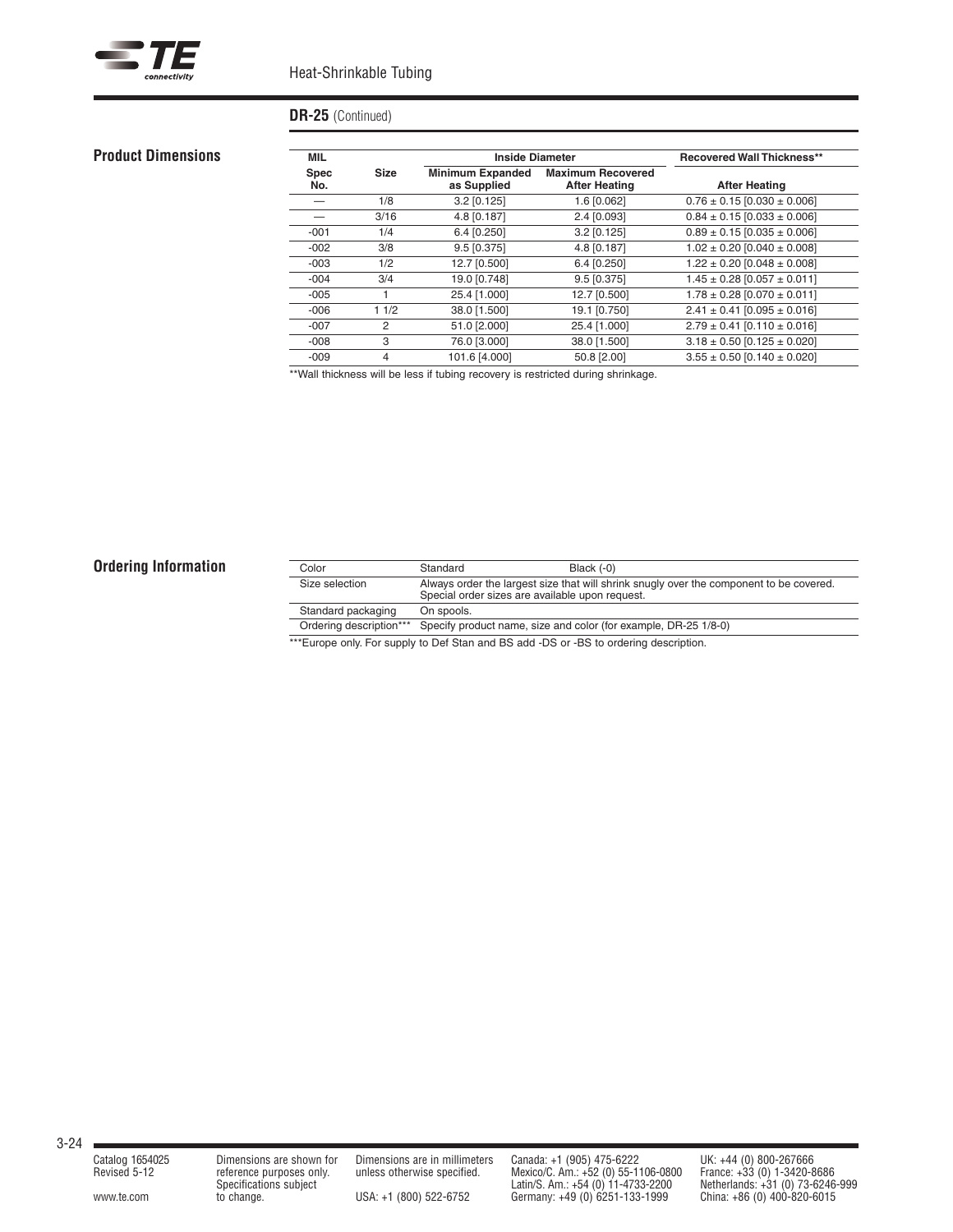## DR-25 (Continued)

### Product Dimensions

| MIL | | Inside Diameter | | Recovered Wall Thickness** |
|---|---|---|---|---|
| Spec No. | Size | Minimum Expanded as Supplied | Maximum Recovered After Heating | After Heating |
| — | 1/8 | 3.2 [0.125] | 1.6 [0.062] | 0.76 ± 0.15 [0.030 ± 0.006] |
| — | 3/16 | 4.8 [0.187] | 2.4 [0.093] | 0.84 ± 0.15 [0.033 ± 0.006] |
| -001 | 1/4 | 6.4 [0.250] | 3.2 [0.125] | 0.89 ± 0.15 [0.035 ± 0.006] |
| -002 | 3/8 | 9.5 [0.375] | 4.8 [0.187] | 1.02 ± 0.20 [0.040 ± 0.008] |
| -003 | 1/2 | 12.7 [0.500] | 6.4 [0.250] | 1.22 ± 0.20 [0.048 ± 0.008] |
| -004 | 3/4 | 19.0 [0.748] | 9.5 [0.375] | 1.45 ± 0.28 [0.057 ± 0.011] |
| -005 | 1 | 25.4 [1.000] | 12.7 [0.500] | 1.78 ± 0.28 [0.070 ± 0.011] |
| -006 | 1 1/2 | 38.0 [1.500] | 19.1 [0.750] | 2.41 ± 0.41 [0.095 ± 0.016] |
| -007 | 2 | 51.0 [2.000] | 25.4 [1.000] | 2.79 ± 0.41 [0.110 ± 0.016] |
| -008 | 3 | 76.0 [3.000] | 38.0 [1.500] | 3.18 ± 0.50 [0.125 ± 0.020] |
| -009 | 4 | 101.6 [4.000] | 50.8 [2.00] | 3.55 ± 0.50 [0.140 ± 0.020] |

**Wall thickness will be less if tubing recovery is restricted during shrinkage.

### Ordering Information

| | | |
|---|---|---|
| Color | Standard | Black (-0) |
| Size selection | Always order the largest size that will shrink snugly over the component to be covered. Special order sizes are available upon request. | |
| Standard packaging | On spools. | |
| Ordering description*** | Specify product name, size and color (for example, DR-25 1/8-0) | |

***Europe only. For supply to Def Stan and BS add -DS or -BS to ordering description.

Catalog 1654025
Revised 5-12

www.te.com

Dimensions are shown for reference purposes only. Specifications subject to change.

Dimensions are in millimeters unless otherwise specified.

USA: +1 (800) 522-6752

Canada: +1 (905) 475-6222
Mexico/C. Am.: +52 (0) 55-1106-0800
Latin/S. Am.: +54 (0) 11-4733-2200
Germany: +49 (0) 6251-133-1999

UK: +44 (0) 800-267666
France: +33 (0) 1-3420-8686
Netherlands: +31 (0) 73-6246-999
China: +86 (0) 400-820-6015